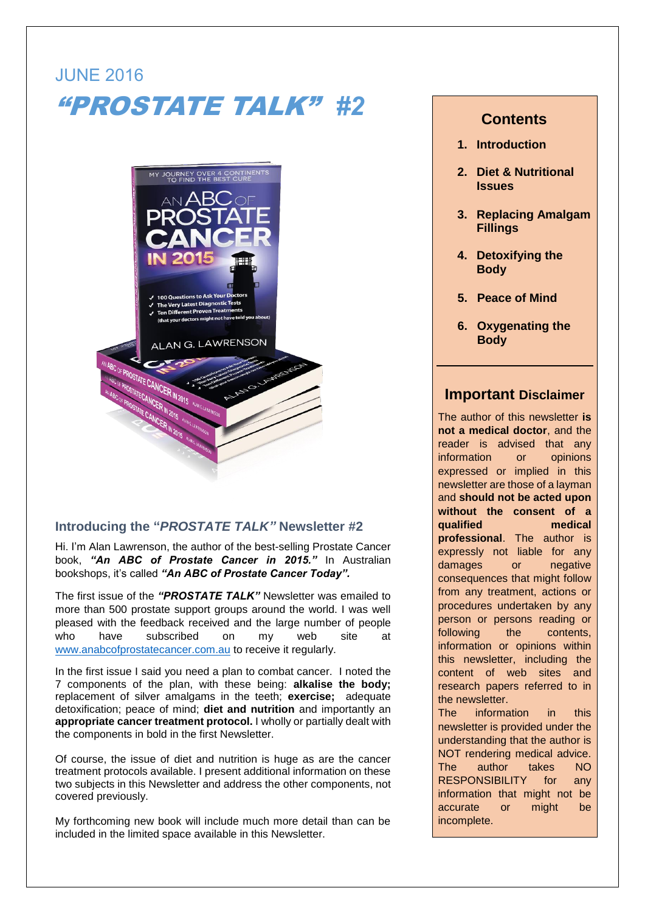JUNE 2016

# *"PROSTATE TALK"* #2

## Introducing the "*PROSTATE TALK*" Newsletter #2

Hi. I'm Alan Lawrenson, the author of the best-selling Prostate Cancer book, ***"An ABC of Prostate Cancer in 2015."*** In Australian bookshops, it's called ***"An ABC of Prostate Cancer Today".***

The first issue of the ***"PROSTATE TALK"*** Newsletter was emailed to more than 500 prostate support groups around the world. I was well pleased with the feedback received and the large number of people who have subscribed on my web site at www.anabcofprostatecancer.com.au to receive it regularly.

In the first issue I said you need a plan to combat cancer. I noted the 7 components of the plan, with these being: **alkalise the body;** replacement of silver amalgams in the teeth; **exercise;** adequate detoxification; peace of mind; **diet and nutrition** and importantly an **appropriate cancer treatment protocol.** I wholly or partially dealt with the components in bold in the first Newsletter.

Of course, the issue of diet and nutrition is huge as are the cancer treatment protocols available. I present additional information on these two subjects in this Newsletter and address the other components, not covered previously.

My forthcoming new book will include much more detail than can be included in the limited space available in this Newsletter.

## Contents

1. **Introduction**
2. **Diet & Nutritional Issues**
3. **Replacing Amalgam Fillings**
4. **Detoxifying the Body**
5. **Peace of Mind**
6. **Oxygenating the Body**

## Important Disclaimer

The author of this newsletter **is not a medical doctor**, and the reader is advised that any information or opinions expressed or implied in this newsletter are those of a layman and **should not be acted upon without the consent of a qualified medical professional**. The author is expressly not liable for any damages or negative consequences that might follow from any treatment, actions or procedures undertaken by any person or persons reading or following the contents, information or opinions within this newsletter, including the content of web sites and research papers referred to in the newsletter.

The information in this newsletter is provided under the understanding that the author is NOT rendering medical advice. The author takes NO RESPONSIBILITY for any information that might not be accurate or might be incomplete.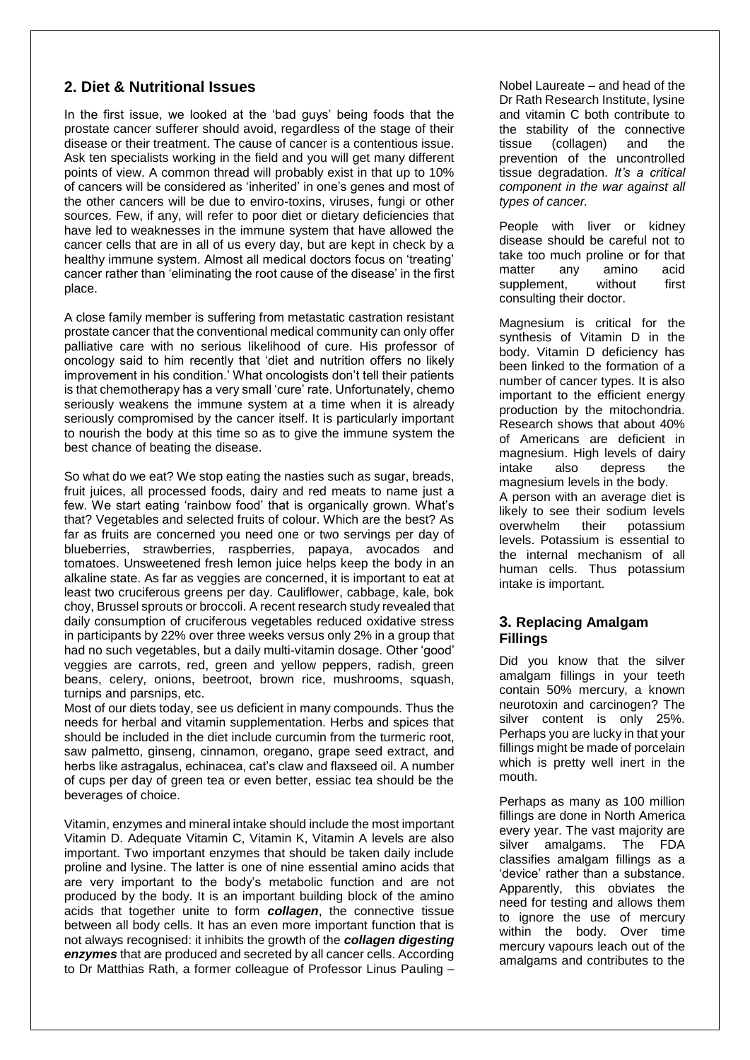## 2. Diet & Nutritional Issues

In the first issue, we looked at the 'bad guys' being foods that the prostate cancer sufferer should avoid, regardless of the stage of their disease or their treatment. The cause of cancer is a contentious issue. Ask ten specialists working in the field and you will get many different points of view. A common thread will probably exist in that up to 10% of cancers will be considered as 'inherited' in one's genes and most of the other cancers will be due to enviro-toxins, viruses, fungi or other sources. Few, if any, will refer to poor diet or dietary deficiencies that have led to weaknesses in the immune system that have allowed the cancer cells that are in all of us every day, but are kept in check by a healthy immune system. Almost all medical doctors focus on 'treating' cancer rather than 'eliminating the root cause of the disease' in the first place.

A close family member is suffering from metastatic castration resistant prostate cancer that the conventional medical community can only offer palliative care with no serious likelihood of cure. His professor of oncology said to him recently that 'diet and nutrition offers no likely improvement in his condition.' What oncologists don't tell their patients is that chemotherapy has a very small 'cure' rate. Unfortunately, chemo seriously weakens the immune system at a time when it is already seriously compromised by the cancer itself. It is particularly important to nourish the body at this time so as to give the immune system the best chance of beating the disease.

So what do we eat? We stop eating the nasties such as sugar, breads, fruit juices, all processed foods, dairy and red meats to name just a few. We start eating 'rainbow food' that is organically grown. What's that? Vegetables and selected fruits of colour. Which are the best? As far as fruits are concerned you need one or two servings per day of blueberries, strawberries, raspberries, papaya, avocados and tomatoes. Unsweetened fresh lemon juice helps keep the body in an alkaline state. As far as veggies are concerned, it is important to eat at least two cruciferous greens per day. Cauliflower, cabbage, kale, bok choy, Brussel sprouts or broccoli. A recent research study revealed that daily consumption of cruciferous vegetables reduced oxidative stress in participants by 22% over three weeks versus only 2% in a group that had no such vegetables, but a daily multi-vitamin dosage. Other 'good' veggies are carrots, red, green and yellow peppers, radish, green beans, celery, onions, beetroot, brown rice, mushrooms, squash, turnips and parsnips, etc.

Most of our diets today, see us deficient in many compounds. Thus the needs for herbal and vitamin supplementation. Herbs and spices that should be included in the diet include curcumin from the turmeric root, saw palmetto, ginseng, cinnamon, oregano, grape seed extract, and herbs like astragalus, echinacea, cat's claw and flaxseed oil. A number of cups per day of green tea or even better, essiac tea should be the beverages of choice.

Vitamin, enzymes and mineral intake should include the most important Vitamin D. Adequate Vitamin C, Vitamin K, Vitamin A levels are also important. Two important enzymes that should be taken daily include proline and lysine. The latter is one of nine essential amino acids that are very important to the body's metabolic function and are not produced by the body. It is an important building block of the amino acids that together unite to form ***collagen***, the connective tissue between all body cells. It has an even more important function that is not always recognised: it inhibits the growth of the ***collagen digesting enzymes*** that are produced and secreted by all cancer cells. According to Dr Matthias Rath, a former colleague of Professor Linus Pauling – Nobel Laureate – and head of the Dr Rath Research Institute, lysine and vitamin C both contribute to the stability of the connective tissue (collagen) and the prevention of the uncontrolled tissue degradation. *It's a critical component in the war against all types of cancer.*

People with liver or kidney disease should be careful not to take too much proline or for that matter any amino acid supplement, without first consulting their doctor.

Magnesium is critical for the synthesis of Vitamin D in the body. Vitamin D deficiency has been linked to the formation of a number of cancer types. It is also important to the efficient energy production by the mitochondria. Research shows that about 40% of Americans are deficient in magnesium. High levels of dairy intake also depress the magnesium levels in the body.

A person with an average diet is likely to see their sodium levels overwhelm their potassium levels. Potassium is essential to the internal mechanism of all human cells. Thus potassium intake is important.

## 3. Replacing Amalgam Fillings

Did you know that the silver amalgam fillings in your teeth contain 50% mercury, a known neurotoxin and carcinogen? The silver content is only 25%. Perhaps you are lucky in that your fillings might be made of porcelain which is pretty well inert in the mouth.

Perhaps as many as 100 million fillings are done in North America every year. The vast majority are silver amalgams. The FDA classifies amalgam fillings as a 'device' rather than a substance. Apparently, this obviates the need for testing and allows them to ignore the use of mercury within the body. Over time mercury vapours leach out of the amalgams and contributes to the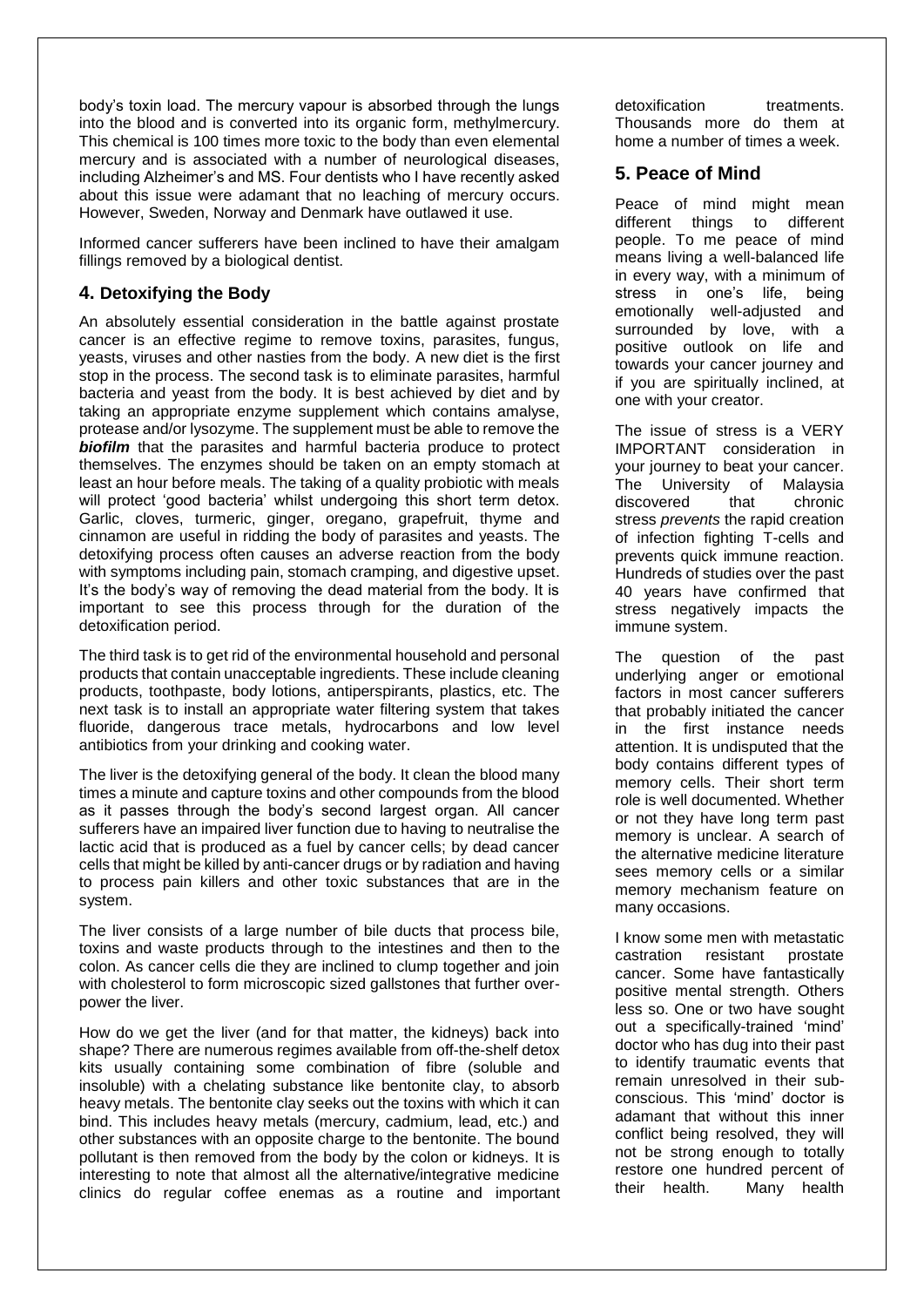body's toxin load. The mercury vapour is absorbed through the lungs into the blood and is converted into its organic form, methylmercury. This chemical is 100 times more toxic to the body than even elemental mercury and is associated with a number of neurological diseases, including Alzheimer's and MS. Four dentists who I have recently asked about this issue were adamant that no leaching of mercury occurs. However, Sweden, Norway and Denmark have outlawed it use.

Informed cancer sufferers have been inclined to have their amalgam fillings removed by a biological dentist.

## 4. Detoxifying the Body

An absolutely essential consideration in the battle against prostate cancer is an effective regime to remove toxins, parasites, fungus, yeasts, viruses and other nasties from the body. A new diet is the first stop in the process. The second task is to eliminate parasites, harmful bacteria and yeast from the body. It is best achieved by diet and by taking an appropriate enzyme supplement which contains amalyse, protease and/or lysozyme. The supplement must be able to remove the ***biofilm*** that the parasites and harmful bacteria produce to protect themselves. The enzymes should be taken on an empty stomach at least an hour before meals. The taking of a quality probiotic with meals will protect 'good bacteria' whilst undergoing this short term detox. Garlic, cloves, turmeric, ginger, oregano, grapefruit, thyme and cinnamon are useful in ridding the body of parasites and yeasts. The detoxifying process often causes an adverse reaction from the body with symptoms including pain, stomach cramping, and digestive upset. It's the body's way of removing the dead material from the body. It is important to see this process through for the duration of the detoxification period.

The third task is to get rid of the environmental household and personal products that contain unacceptable ingredients. These include cleaning products, toothpaste, body lotions, antiperspirants, plastics, etc. The next task is to install an appropriate water filtering system that takes fluoride, dangerous trace metals, hydrocarbons and low level antibiotics from your drinking and cooking water.

The liver is the detoxifying general of the body. It clean the blood many times a minute and capture toxins and other compounds from the blood as it passes through the body's second largest organ. All cancer sufferers have an impaired liver function due to having to neutralise the lactic acid that is produced as a fuel by cancer cells; by dead cancer cells that might be killed by anti-cancer drugs or by radiation and having to process pain killers and other toxic substances that are in the system.

The liver consists of a large number of bile ducts that process bile, toxins and waste products through to the intestines and then to the colon. As cancer cells die they are inclined to clump together and join with cholesterol to form microscopic sized gallstones that further over-power the liver.

How do we get the liver (and for that matter, the kidneys) back into shape? There are numerous regimes available from off-the-shelf detox kits usually containing some combination of fibre (soluble and insoluble) with a chelating substance like bentonite clay, to absorb heavy metals. The bentonite clay seeks out the toxins with which it can bind. This includes heavy metals (mercury, cadmium, lead, etc.) and other substances with an opposite charge to the bentonite. The bound pollutant is then removed from the body by the colon or kidneys. It is interesting to note that almost all the alternative/integrative medicine clinics do regular coffee enemas as a routine and important detoxification treatments. Thousands more do them at home a number of times a week.

## 5. Peace of Mind

Peace of mind might mean different things to different people. To me peace of mind means living a well-balanced life in every way, with a minimum of stress in one's life, being emotionally well-adjusted and surrounded by love, with a positive outlook on life and towards your cancer journey and if you are spiritually inclined, at one with your creator.

The issue of stress is a VERY IMPORTANT consideration in your journey to beat your cancer. The University of Malaysia discovered that chronic stress *prevents* the rapid creation of infection fighting T-cells and prevents quick immune reaction. Hundreds of studies over the past 40 years have confirmed that stress negatively impacts the immune system.

The question of the past underlying anger or emotional factors in most cancer sufferers that probably initiated the cancer in the first instance needs attention. It is undisputed that the body contains different types of memory cells. Their short term role is well documented. Whether or not they have long term past memory is unclear. A search of the alternative medicine literature sees memory cells or a similar memory mechanism feature on many occasions.

I know some men with metastatic castration resistant prostate cancer. Some have fantastically positive mental strength. Others less so. One or two have sought out a specifically-trained 'mind' doctor who has dug into their past to identify traumatic events that remain unresolved in their sub-conscious. This 'mind' doctor is adamant that without this inner conflict being resolved, they will not be strong enough to totally restore one hundred percent of their health. Many health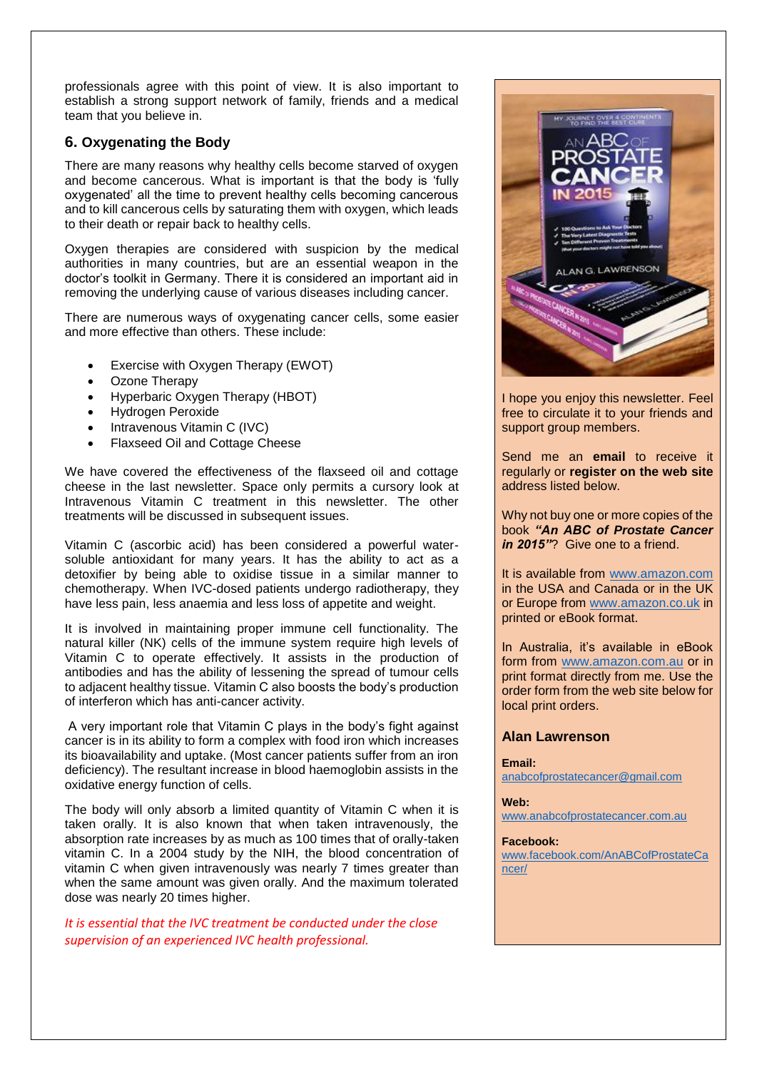professionals agree with this point of view. It is also important to establish a strong support network of family, friends and a medical team that you believe in.

## 6. Oxygenating the Body

There are many reasons why healthy cells become starved of oxygen and become cancerous. What is important is that the body is 'fully oxygenated' all the time to prevent healthy cells becoming cancerous and to kill cancerous cells by saturating them with oxygen, which leads to their death or repair back to healthy cells.

Oxygen therapies are considered with suspicion by the medical authorities in many countries, but are an essential weapon in the doctor's toolkit in Germany. There it is considered an important aid in removing the underlying cause of various diseases including cancer.

There are numerous ways of oxygenating cancer cells, some easier and more effective than others. These include:

- Exercise with Oxygen Therapy (EWOT)
- Ozone Therapy
- Hyperbaric Oxygen Therapy (HBOT)
- Hydrogen Peroxide
- Intravenous Vitamin C (IVC)
- Flaxseed Oil and Cottage Cheese

We have covered the effectiveness of the flaxseed oil and cottage cheese in the last newsletter. Space only permits a cursory look at Intravenous Vitamin C treatment in this newsletter. The other treatments will be discussed in subsequent issues.

Vitamin C (ascorbic acid) has been considered a powerful water-soluble antioxidant for many years. It has the ability to act as a detoxifier by being able to oxidise tissue in a similar manner to chemotherapy. When IVC-dosed patients undergo radiotherapy, they have less pain, less anaemia and less loss of appetite and weight.

It is involved in maintaining proper immune cell functionality. The natural killer (NK) cells of the immune system require high levels of Vitamin C to operate effectively. It assists in the production of antibodies and has the ability of lessening the spread of tumour cells to adjacent healthy tissue. Vitamin C also boosts the body's production of interferon which has anti-cancer activity.

A very important role that Vitamin C plays in the body's fight against cancer is in its ability to form a complex with food iron which increases its bioavailability and uptake. (Most cancer patients suffer from an iron deficiency). The resultant increase in blood haemoglobin assists in the oxidative energy function of cells.

The body will only absorb a limited quantity of Vitamin C when it is taken orally. It is also known that when taken intravenously, the absorption rate increases by as much as 100 times that of orally-taken vitamin C. In a 2004 study by the NIH, the blood concentration of vitamin C when given intravenously was nearly 7 times greater than when the same amount was given orally. And the maximum tolerated dose was nearly 20 times higher.

*It is essential that the IVC treatment be conducted under the close supervision of an experienced IVC health professional.*

I hope you enjoy this newsletter. Feel free to circulate it to your friends and support group members.

Send me an **email** to receive it regularly or **register on the web site** address listed below.

Why not buy one or more copies of the book ***"An ABC of Prostate Cancer in 2015"***? Give one to a friend.

It is available from www.amazon.com in the USA and Canada or in the UK or Europe from www.amazon.co.uk in printed or eBook format.

In Australia, it's available in eBook form from www.amazon.com.au or in print format directly from me. Use the order form from the web site below for local print orders.

### Alan Lawrenson

**Email:**
anabcofprostatecancer@gmail.com

**Web:**
www.anabcofprostatecancer.com.au

**Facebook:**
www.facebook.com/AnABCofProstateCancer/